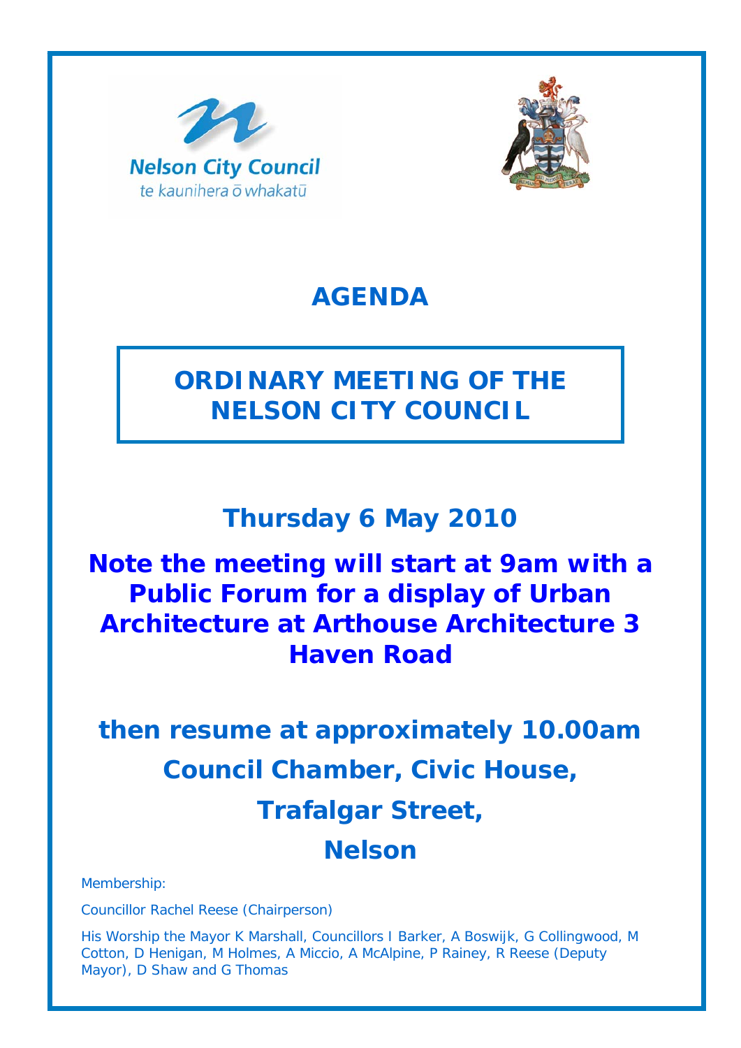Nelson City Council
te kaunihera ō whakatū

# AGENDA

## ORDINARY MEETING OF THE NELSON CITY COUNCIL

### Thursday 6 May 2010

### Note the meeting will start at 9am with a Public Forum for a display of Urban Architecture at Arthouse Architecture 3 Haven Road

### then resume at approximately 10.00am Council Chamber, Civic House, Trafalgar Street, Nelson

Membership:

Councillor Rachel Reese (Chairperson)

His Worship the Mayor K Marshall, Councillors I Barker, A Boswijk, G Collingwood, M Cotton, D Henigan, M Holmes, A Miccio, A McAlpine, P Rainey, R Reese (Deputy Mayor), D Shaw and G Thomas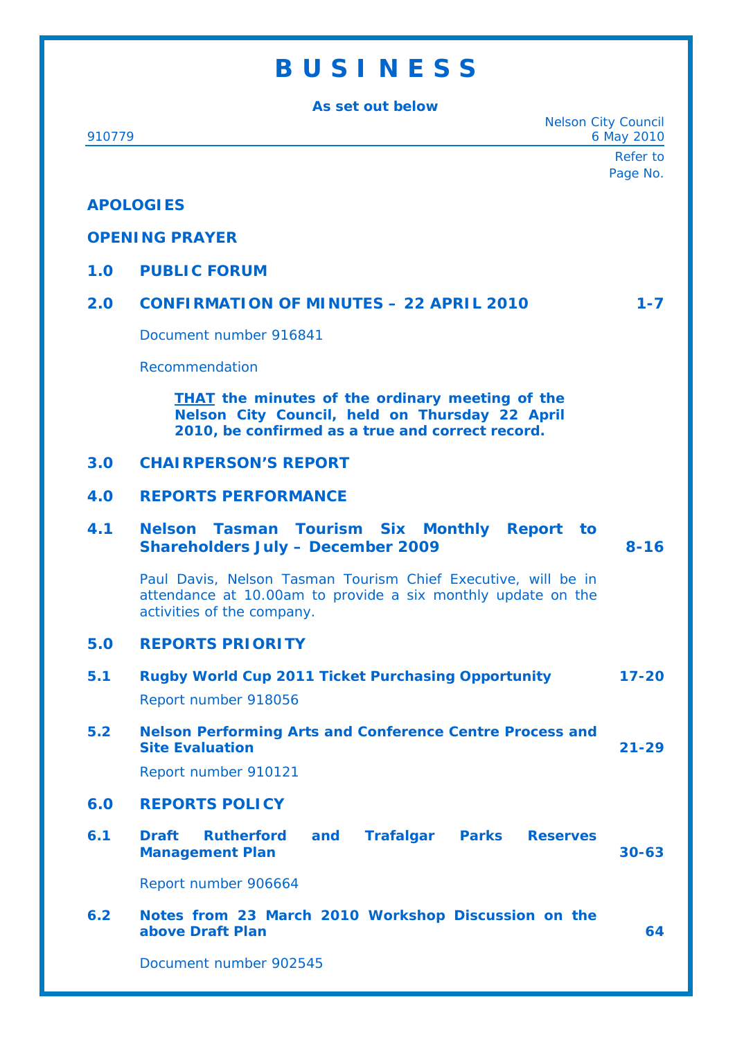# B U S I N E S S

**As set out below**

910779

Nelson City Council
6 May 2010

Refer to Page No.

**APOLOGIES**

**OPENING PRAYER**

**1.0 PUBLIC FORUM**

**2.0 CONFIRMATION OF MINUTES – 22 APRIL 2010** — 1-7

Document number 916841

Recommendation

> **<u>THAT</u> the minutes of the ordinary meeting of the Nelson City Council, held on Thursday 22 April 2010, be confirmed as a true and correct record.**

**3.0 CHAIRPERSON'S REPORT**

**4.0 REPORTS PERFORMANCE**

**4.1 Nelson Tasman Tourism Six Monthly Report to Shareholders July – December 2009** — 8-16

Paul Davis, Nelson Tasman Tourism Chief Executive, will be in attendance at 10.00am to provide a six monthly update on the activities of the company.

**5.0 REPORTS PRIORITY**

**5.1 Rugby World Cup 2011 Ticket Purchasing Opportunity** — 17-20

Report number 918056

**5.2 Nelson Performing Arts and Conference Centre Process and Site Evaluation** — 21-29

Report number 910121

**6.0 REPORTS POLICY**

**6.1 Draft Rutherford and Trafalgar Parks Reserves Management Plan** — 30-63

Report number 906664

**6.2 Notes from 23 March 2010 Workshop Discussion on the above Draft Plan** — 64

Document number 902545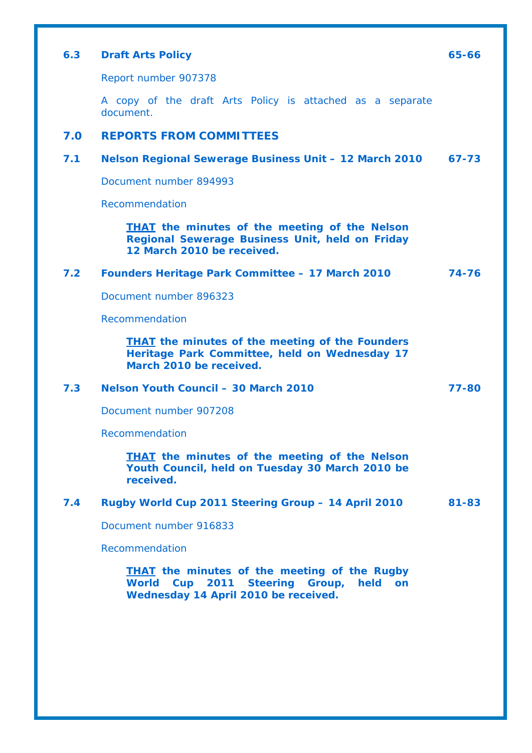**6.3 Draft Arts Policy** **65-66**

Report number 907378

A copy of the draft Arts Policy is attached as a separate document.

## 7.0 REPORTS FROM COMMITTEES

**7.1 Nelson Regional Sewerage Business Unit – 12 March 2010** **67-73**

Document number 894993

Recommendation

> **THAT the minutes of the meeting of the Nelson Regional Sewerage Business Unit, held on Friday 12 March 2010 be received.**

**7.2 Founders Heritage Park Committee – 17 March 2010** **74-76**

Document number 896323

Recommendation

> **THAT the minutes of the meeting of the Founders Heritage Park Committee, held on Wednesday 17 March 2010 be received.**

**7.3 Nelson Youth Council – 30 March 2010** **77-80**

Document number 907208

Recommendation

> **THAT the minutes of the meeting of the Nelson Youth Council, held on Tuesday 30 March 2010 be received.**

**7.4 Rugby World Cup 2011 Steering Group – 14 April 2010** **81-83**

Document number 916833

Recommendation

> **THAT the minutes of the meeting of the Rugby World Cup 2011 Steering Group, held on Wednesday 14 April 2010 be received.**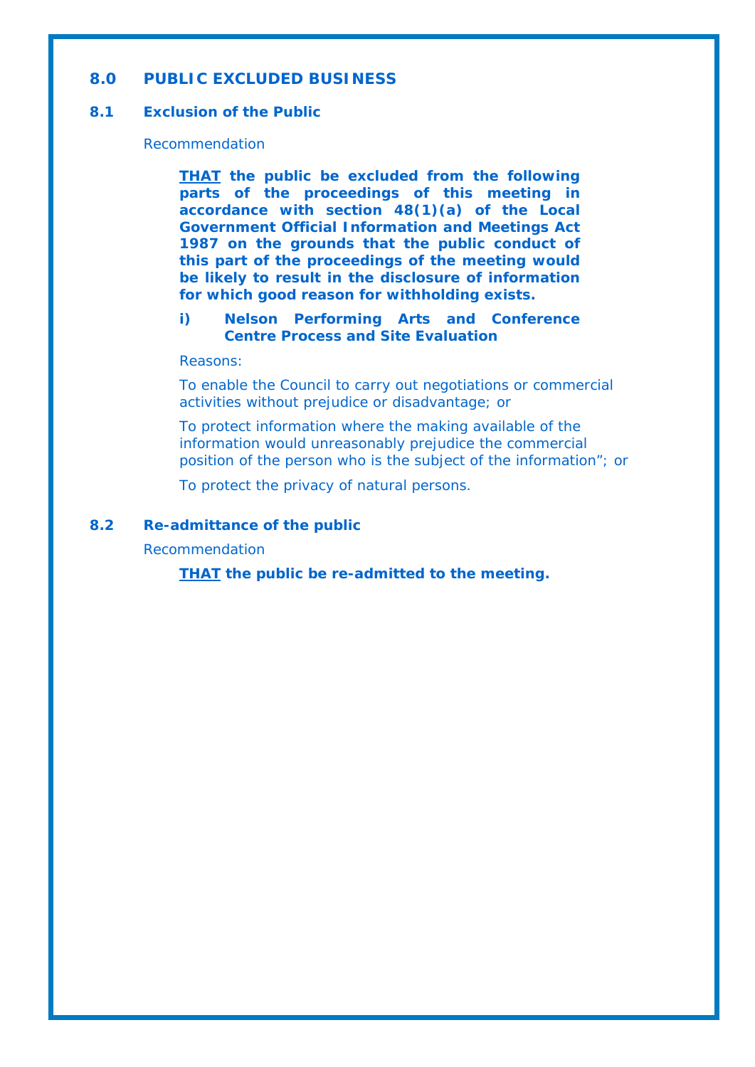## 8.0 PUBLIC EXCLUDED BUSINESS

### 8.1 Exclusion of the Public

Recommendation

**<u>THAT</u> the public be excluded from the following parts of the proceedings of this meeting in accordance with section 48(1)(a) of the Local Government Official Information and Meetings Act 1987 on the grounds that the public conduct of this part of the proceedings of the meeting would be likely to result in the disclosure of information for which good reason for withholding exists.**

**i) Nelson Performing Arts and Conference Centre Process and Site Evaluation**

Reasons:

To enable the Council to carry out negotiations or commercial activities without prejudice or disadvantage; or

To protect information where the making available of the information would unreasonably prejudice the commercial position of the person who is the subject of the information"; or

To protect the privacy of natural persons.

### 8.2 Re-admittance of the public

Recommendation

**<u>THAT</u> the public be re-admitted to the meeting.**